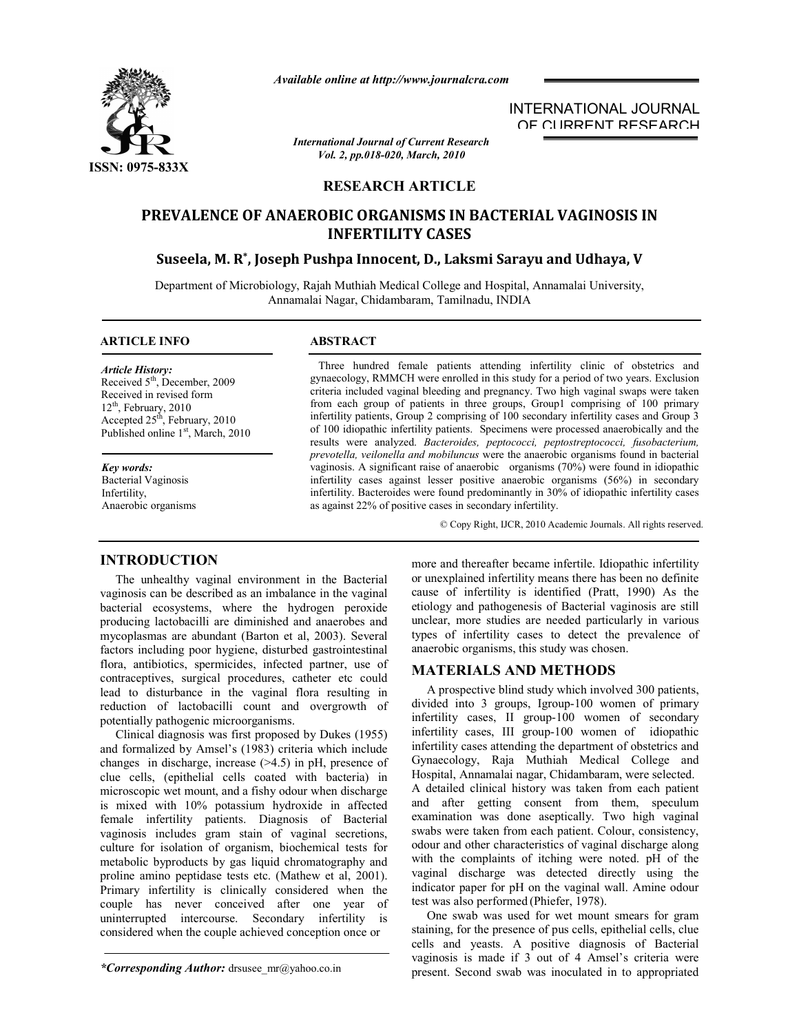*Available online at http://www.journalcra.com*

INTERNATIONAL JOURNAL OF CURRENT RESEARCH

ISSN: 0975-833X

*International Journal of Current Research*
*Vol. 2, pp.018-020, March, 2010*

**RESEARCH ARTICLE**

# PREVALENCE OF ANAEROBIC ORGANISMS IN BACTERIAL VAGINOSIS IN INFERTILITY CASES

**Suseela, M. R*, Joseph Pushpa Innocent, D., Laksmi Sarayu and Udhaya, V**

Department of Microbiology, Rajah Muthiah Medical College and Hospital, Annamalai University, Annamalai Nagar, Chidambaram, Tamilnadu, INDIA

## ARTICLE INFO

*Article History:*
Received 5th, December, 2009
Received in revised form 12th, February, 2010
Accepted 25th, February, 2010
Published online 1st, March, 2010

*Key words:*
Bacterial Vaginosis
Infertility,
Anaerobic organisms

## ABSTRACT

Three hundred female patients attending infertility clinic of obstetrics and gynaecology, RMMCH were enrolled in this study for a period of two years. Exclusion criteria included vaginal bleeding and pregnancy. Two high vaginal swaps were taken from each group of patients in three groups, Group1 comprising of 100 primary infertility patients, Group 2 comprising of 100 secondary infertility cases and Group 3 of 100 idiopathic infertility patients. Specimens were processed anaerobically and the results were analyzed. *Bacteroides, peptococci, peptostreptococci, fusobacterium, prevotella, veilonella and mobiluncus* were the anaerobic organisms found in bacterial vaginosis. A significant raise of anaerobic organisms (70%) were found in idiopathic infertility cases against lesser positive anaerobic organisms (56%) in secondary infertility. Bacteroides were found predominantly in 30% of idiopathic infertility cases as against 22% of positive cases in secondary infertility.

© Copy Right, IJCR, 2010 Academic Journals. All rights reserved.

## INTRODUCTION

The unhealthy vaginal environment in the Bacterial vaginosis can be described as an imbalance in the vaginal bacterial ecosystems, where the hydrogen peroxide producing lactobacilli are diminished and anaerobes and mycoplasmas are abundant (Barton et al, 2003). Several factors including poor hygiene, disturbed gastrointestinal flora, antibiotics, spermicides, infected partner, use of contraceptives, surgical procedures, catheter etc could lead to disturbance in the vaginal flora resulting in reduction of lactobacilli count and overgrowth of potentially pathogenic microorganisms.

Clinical diagnosis was first proposed by Dukes (1955) and formalized by Amsel's (1983) criteria which include changes in discharge, increase (>4.5) in pH, presence of clue cells, (epithelial cells coated with bacteria) in microscopic wet mount, and a fishy odour when discharge is mixed with 10% potassium hydroxide in affected female infertility patients. Diagnosis of Bacterial vaginosis includes gram stain of vaginal secretions, culture for isolation of organism, biochemical tests for metabolic byproducts by gas liquid chromatography and proline amino peptidase tests etc. (Mathew et al, 2001). Primary infertility is clinically considered when the couple has never conceived after one year of uninterrupted intercourse. Secondary infertility is considered when the couple achieved conception once or more and thereafter became infertile. Idiopathic infertility or unexplained infertility means there has been no definite cause of infertility is identified (Pratt, 1990) As the etiology and pathogenesis of Bacterial vaginosis are still unclear, more studies are needed particularly in various types of infertility cases to detect the prevalence of anaerobic organisms, this study was chosen.

## MATERIALS AND METHODS

A prospective blind study which involved 300 patients, divided into 3 groups, Igroup-100 women of primary infertility cases, II group-100 women of secondary infertility cases, III group-100 women of idiopathic infertility cases attending the department of obstetrics and Gynaecology, Raja Muthiah Medical College and Hospital, Annamalai nagar, Chidambaram, were selected. A detailed clinical history was taken from each patient and after getting consent from them, speculum examination was done aseptically. Two high vaginal swabs were taken from each patient. Colour, consistency, odour and other characteristics of vaginal discharge along with the complaints of itching were noted. pH of the vaginal discharge was detected directly using the indicator paper for pH on the vaginal wall. Amine odour test was also performed (Phiefer, 1978).

One swab was used for wet mount smears for gram staining, for the presence of pus cells, epithelial cells, clue cells and yeasts. A positive diagnosis of Bacterial vaginosis is made if 3 out of 4 Amsel's criteria were present. Second swab was inoculated in to appropriated

**\*Corresponding Author:** drsusee_mr@yahoo.co.in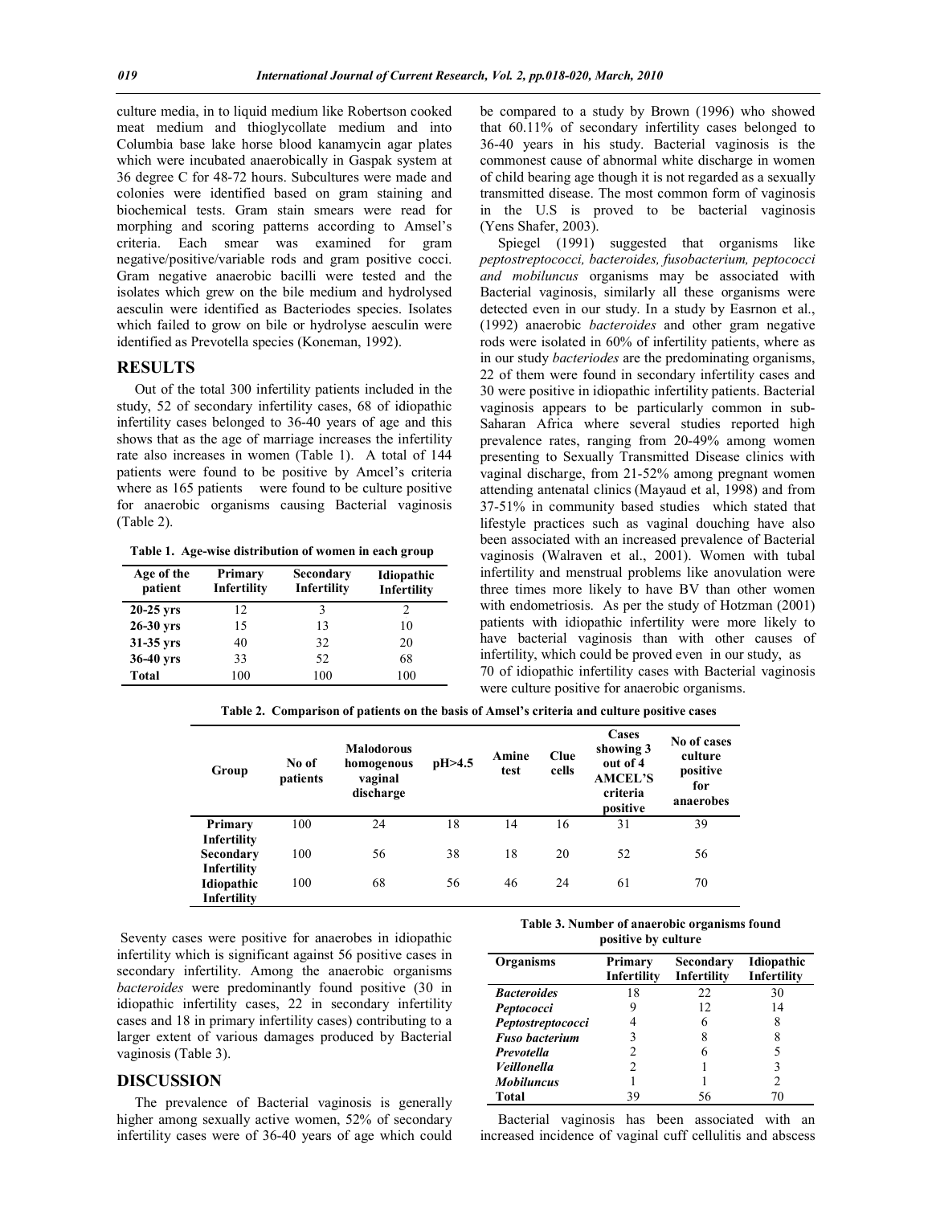culture media, in to liquid medium like Robertson cooked meat medium and thioglycollate medium and into Columbia base lake horse blood kanamycin agar plates which were incubated anaerobically in Gaspak system at 36 degree C for 48-72 hours. Subcultures were made and colonies were identified based on gram staining and biochemical tests. Gram stain smears were read for morphing and scoring patterns according to Amsel's criteria. Each smear was examined for gram negative/positive/variable rods and gram positive cocci. Gram negative anaerobic bacilli were tested and the isolates which grew on the bile medium and hydrolysed aesculin were identified as Bacteriodes species. Isolates which failed to grow on bile or hydrolyse aesculin were identified as Prevotella species (Koneman, 1992).

## RESULTS

Out of the total 300 infertility patients included in the study, 52 of secondary infertility cases, 68 of idiopathic infertility cases belonged to 36-40 years of age and this shows that as the age of marriage increases the infertility rate also increases in women (Table 1). A total of 144 patients were found to be positive by Amcel's criteria where as 165 patients were found to be culture positive for anaerobic organisms causing Bacterial vaginosis (Table 2).

**Table 1. Age-wise distribution of women in each group**

| Age of the patient | Primary Infertility | Secondary Infertility | Idiopathic Infertility |
|---|---|---|---|
| **20-25 yrs** | 12 | 3 | 2 |
| **26-30 yrs** | 15 | 13 | 10 |
| **31-35 yrs** | 40 | 32 | 20 |
| **36-40 yrs** | 33 | 52 | 68 |
| **Total** | 100 | 100 | 100 |

Seventy cases were positive for anaerobes in idiopathic infertility which is significant against 56 positive cases in secondary infertility. Among the anaerobic organisms *bacteroides* were predominantly found positive (30 in idiopathic infertility cases, 22 in secondary infertility cases and 18 in primary infertility cases) contributing to a larger extent of various damages produced by Bacterial vaginosis (Table 3).

## DISCUSSION

The prevalence of Bacterial vaginosis is generally higher among sexually active women, 52% of secondary infertility cases were of 36-40 years of age which could be compared to a study by Brown (1996) who showed that 60.11% of secondary infertility cases belonged to 36-40 years in his study. Bacterial vaginosis is the commonest cause of abnormal white discharge in women of child bearing age though it is not regarded as a sexually transmitted disease. The most common form of vaginosis in the U.S is proved to be bacterial vaginosis (Yens Shafer, 2003).

Spiegel (1991) suggested that organisms like *peptostreptococci, bacteroides, fusobacterium, peptococci and mobiluncus* organisms may be associated with Bacterial vaginosis, similarly all these organisms were detected even in our study. In a study by Easrnon et al., (1992) anaerobic *bacteroides* and other gram negative rods were isolated in 60% of infertility patients, where as in our study *bacteriodes* are the predominating organisms, 22 of them were found in secondary infertility cases and 30 were positive in idiopathic infertility patients. Bacterial vaginosis appears to be particularly common in sub-Saharan Africa where several studies reported high prevalence rates, ranging from 20-49% among women presenting to Sexually Transmitted Disease clinics with vaginal discharge, from 21-52% among pregnant women attending antenatal clinics (Mayaud et al, 1998) and from 37-51% in community based studies which stated that lifestyle practices such as vaginal douching have also been associated with an increased prevalence of Bacterial vaginosis (Walraven et al., 2001). Women with tubal infertility and menstrual problems like anovulation were three times more likely to have BV than other women with endometriosis. As per the study of Hotzman (2001) patients with idiopathic infertility were more likely to have bacterial vaginosis than with other causes of infertility, which could be proved even in our study, as 70 of idiopathic infertility cases with Bacterial vaginosis were culture positive for anaerobic organisms.

**Table 2. Comparison of patients on the basis of Amsel's criteria and culture positive cases**

| Group | No of patients | Malodorous homogenous vaginal discharge | pH>4.5 | Amine test | Clue cells | Cases showing 3 out of 4 AMCEL'S criteria positive | No of cases culture positive for anaerobes |
|---|---|---|---|---|---|---|---|
| **Primary Infertility** | 100 | 24 | 18 | 14 | 16 | 31 | 39 |
| **Secondary Infertility** | 100 | 56 | 38 | 18 | 20 | 52 | 56 |
| **Idiopathic Infertility** | 100 | 68 | 56 | 46 | 24 | 61 | 70 |

**Table 3. Number of anaerobic organisms found positive by culture**

| Organisms | Primary Infertility | Secondary Infertility | Idiopathic Infertility |
|---|---|---|---|
| ***Bacteroides*** | 18 | 22 | 30 |
| ***Peptococci*** | 9 | 12 | 14 |
| ***Peptostreptococci*** | 4 | 6 | 8 |
| ***Fuso bacterium*** | 3 | 8 | 8 |
| ***Prevotella*** | 2 | 6 | 5 |
| ***Veillonella*** | 2 | 1 | 3 |
| ***Mobiluncus*** | 1 | 1 | 2 |
| **Total** | 39 | 56 | 70 |

Bacterial vaginosis has been associated with an increased incidence of vaginal cuff cellulitis and abscess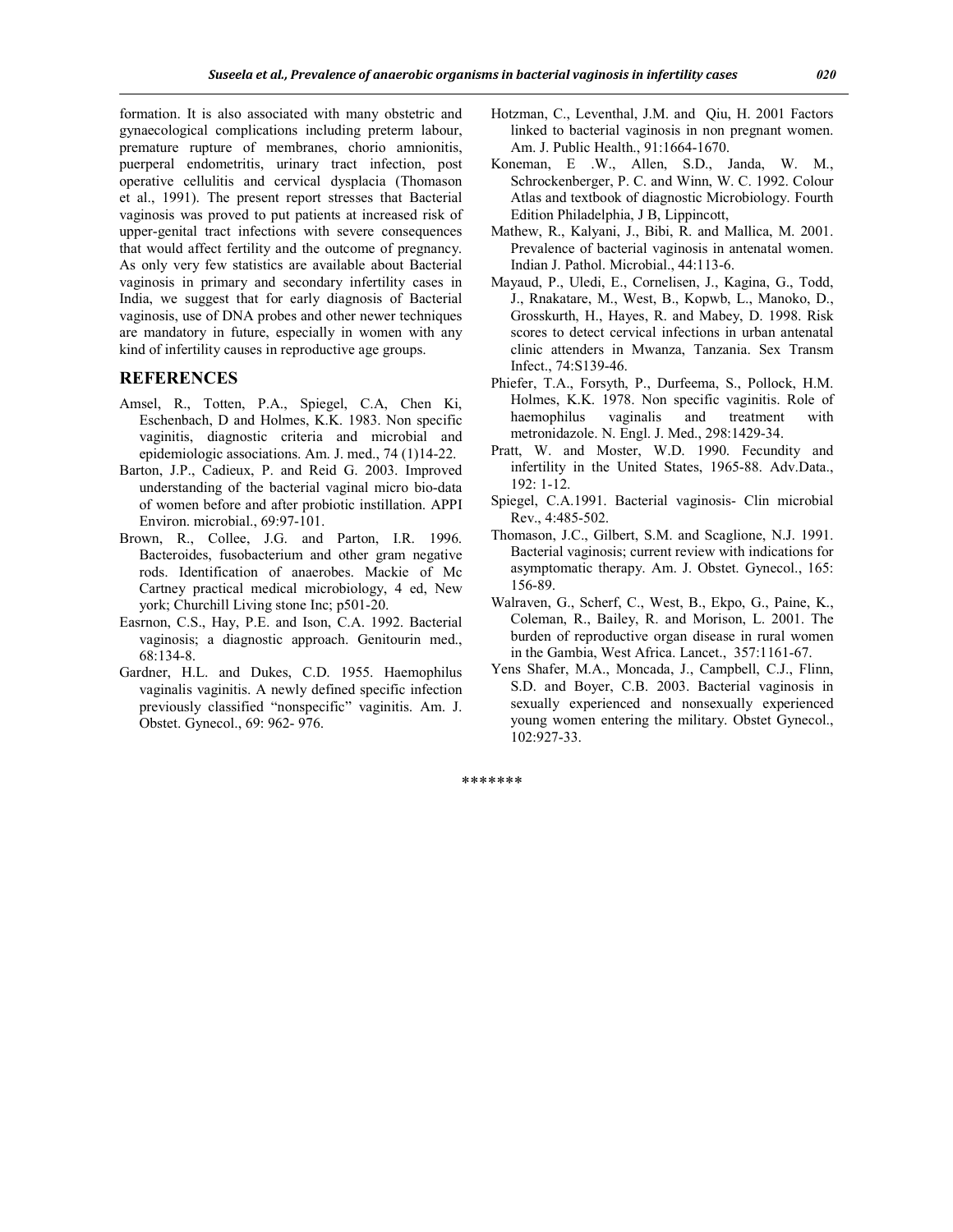formation. It is also associated with many obstetric and gynaecological complications including preterm labour, premature rupture of membranes, chorio amnionitis, puerperal endometritis, urinary tract infection, post operative cellulitis and cervical dysplacia (Thomason et al., 1991). The present report stresses that Bacterial vaginosis was proved to put patients at increased risk of upper-genital tract infections with severe consequences that would affect fertility and the outcome of pregnancy. As only very few statistics are available about Bacterial vaginosis in primary and secondary infertility cases in India, we suggest that for early diagnosis of Bacterial vaginosis, use of DNA probes and other newer techniques are mandatory in future, especially in women with any kind of infertility causes in reproductive age groups.

## REFERENCES

Amsel, R., Totten, P.A., Spiegel, C.A, Chen Ki, Eschenbach, D and Holmes, K.K. 1983. Non specific vaginitis, diagnostic criteria and microbial and epidemiologic associations. Am. J. med., 74 (1)14-22.

Barton, J.P., Cadieux, P. and Reid G. 2003. Improved understanding of the bacterial vaginal micro bio-data of women before and after probiotic instillation. APPI Environ. microbial., 69:97-101.

Brown, R., Collee, J.G. and Parton, I.R. 1996. Bacteroides, fusobacterium and other gram negative rods. Identification of anaerobes. Mackie of Mc Cartney practical medical microbiology, 4 ed, New york; Churchill Living stone Inc; p501-20.

Easrnon, C.S., Hay, P.E. and Ison, C.A. 1992. Bacterial vaginosis; a diagnostic approach. Genitourin med., 68:134-8.

Gardner, H.L. and Dukes, C.D. 1955. Haemophilus vaginalis vaginitis. A newly defined specific infection previously classified "nonspecific" vaginitis. Am. J. Obstet. Gynecol., 69: 962- 976.

Hotzman, C., Leventhal, J.M. and Qiu, H. 2001 Factors linked to bacterial vaginosis in non pregnant women. Am. J. Public Health., 91:1664-1670.

Koneman, E .W., Allen, S.D., Janda, W. M., Schrockenberger, P. C. and Winn, W. C. 1992. Colour Atlas and textbook of diagnostic Microbiology. Fourth Edition Philadelphia, J B, Lippincott,

Mathew, R., Kalyani, J., Bibi, R. and Mallica, M. 2001. Prevalence of bacterial vaginosis in antenatal women. Indian J. Pathol. Microbial., 44:113-6.

Mayaud, P., Uledi, E., Cornelisen, J., Kagina, G., Todd, J., Rnakatare, M., West, B., Kopwb, L., Manoko, D., Grosskurth, H., Hayes, R. and Mabey, D. 1998. Risk scores to detect cervical infections in urban antenatal clinic attenders in Mwanza, Tanzania. Sex Transm Infect., 74:S139-46.

Phiefer, T.A., Forsyth, P., Durfeema, S., Pollock, H.M. Holmes, K.K. 1978. Non specific vaginitis. Role of haemophilus vaginalis and treatment with metronidazole. N. Engl. J. Med., 298:1429-34.

Pratt, W. and Moster, W.D. 1990. Fecundity and infertility in the United States, 1965-88. Adv.Data., 192: 1-12.

Spiegel, C.A.1991. Bacterial vaginosis- Clin microbial Rev., 4:485-502.

Thomason, J.C., Gilbert, S.M. and Scaglione, N.J. 1991. Bacterial vaginosis; current review with indications for asymptomatic therapy. Am. J. Obstet. Gynecol., 165: 156-89.

Walraven, G., Scherf, C., West, B., Ekpo, G., Paine, K., Coleman, R., Bailey, R. and Morison, L. 2001. The burden of reproductive organ disease in rural women in the Gambia, West Africa. Lancet., 357:1161-67.

Yens Shafer, M.A., Moncada, J., Campbell, C.J., Flinn, S.D. and Boyer, C.B. 2003. Bacterial vaginosis in sexually experienced and nonsexually experienced young women entering the military. Obstet Gynecol., 102:927-33.

*******